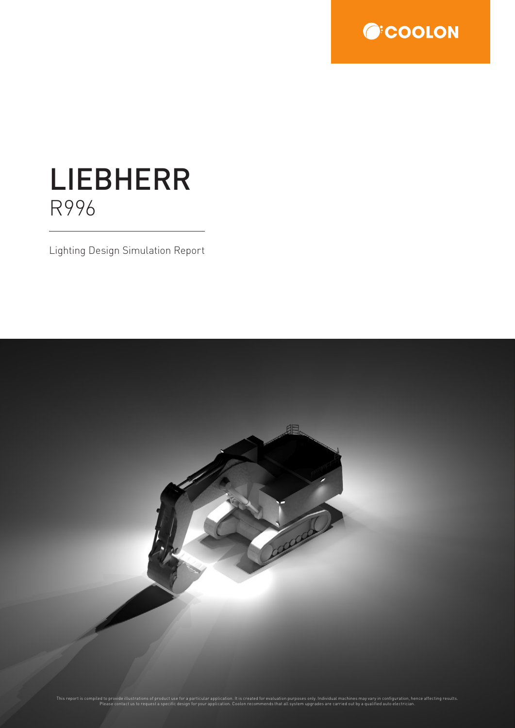COOLON

# LIEBHERR

## R996

Lighting Design Simulation Report

This report is compiled to provide illustrations of product use for a particular application. It is created for evaluation purposes only. Individual machines may vary in configuration, hence affecting results. Please contact us to request a specific design for your application. Coolon recommends that all system upgrades are carried out by a qualified auto electrician.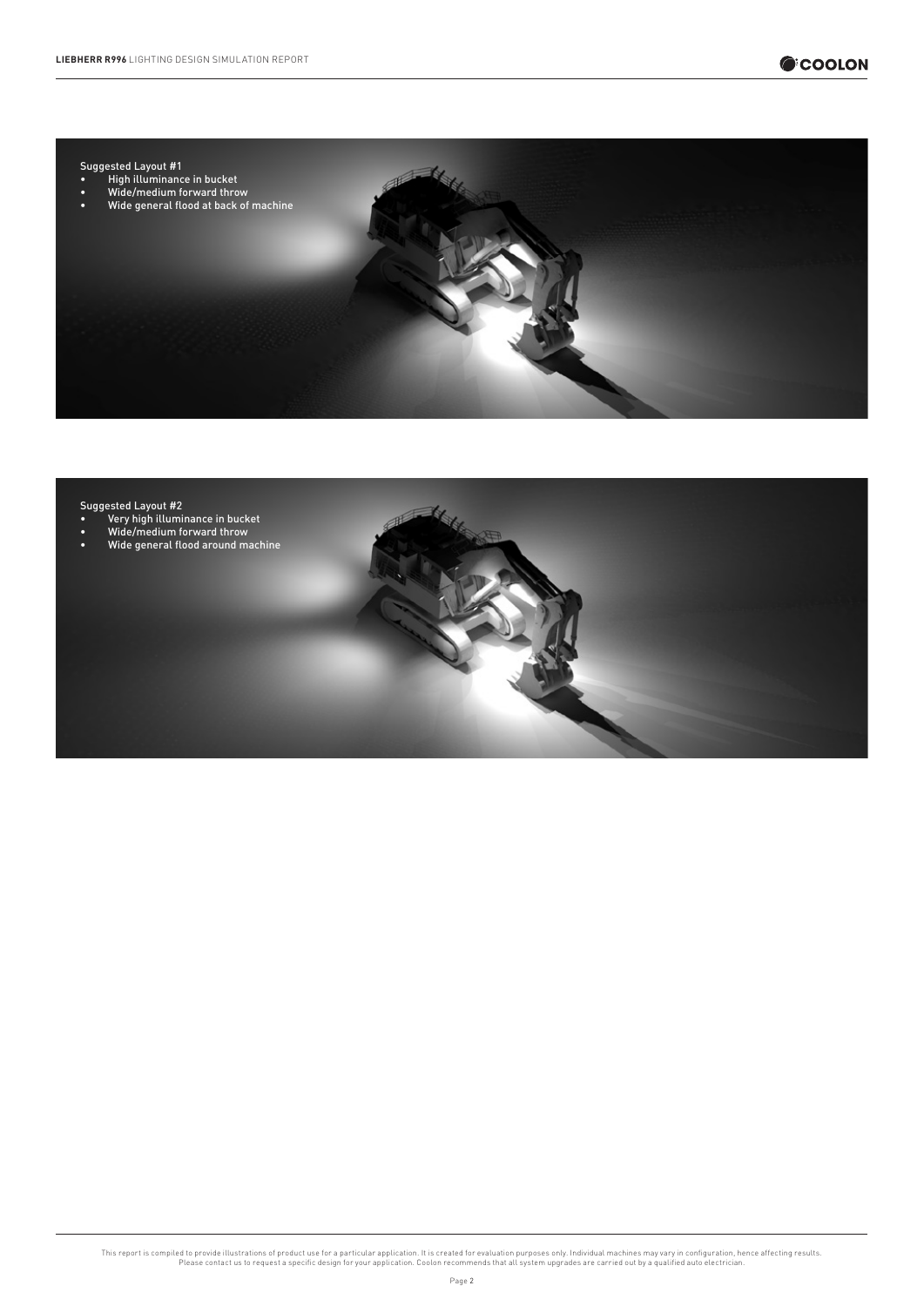Suggested Layout #1

- High illuminance in bucket
- Wide/medium forward throw
- Wide general flood at back of machine

Suggested Layout #2

- Very high illuminance in bucket
- Wide/medium forward throw
- Wide general flood around machine

This report is compiled to provide illustrations of product use for a particular application. It is created for evaluation purposes only. Individual machines may vary in configuration, hence affecting results. Please contact us to request a specific design for your application. Coolon recommends that all system upgrades are carried out by a qualified auto electrician.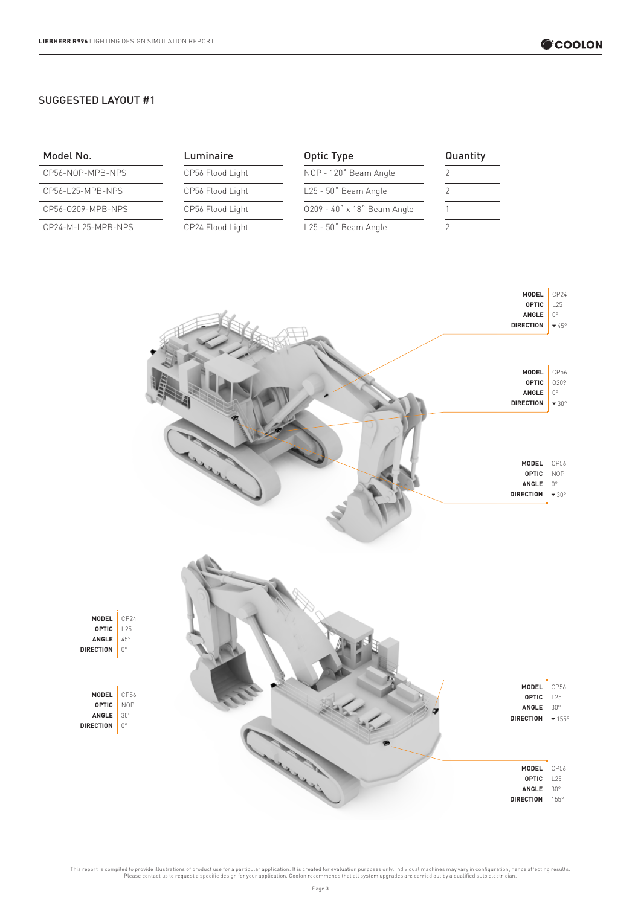## SUGGESTED LAYOUT #1

| Model No. | Luminaire | Optic Type | Quantity |
|---|---|---|---|
| CP56-NOP-MPB-NPS | CP56 Flood Light | NOP - 120˚ Beam Angle | 2 |
| CP56-L25-MPB-NPS | CP56 Flood Light | L25 - 50˚ Beam Angle | 2 |
| CP56-O209-MPB-NPS | CP56 Flood Light | O209 - 40˚ x 18˚ Beam Angle | 1 |
| CP24-M-L25-MPB-NPS | CP24 Flood Light | L25 - 50˚ Beam Angle | 2 |

**MODEL** CP24
**OPTIC** L25
**ANGLE** 0°
**DIRECTION** ▾45°

**MODEL** CP56
**OPTIC** O209
**ANGLE** 0°
**DIRECTION** ▾30°

**MODEL** CP56
**OPTIC** NOP
**ANGLE** 0°
**DIRECTION** ▾30°

**MODEL** CP24
**OPTIC** L25
**ANGLE** 45°
**DIRECTION** 0°

**MODEL** CP56
**OPTIC** NOP
**ANGLE** 30°
**DIRECTION** 0°

**MODEL** CP56
**OPTIC** L25
**ANGLE** 30°
**DIRECTION** ▾155°

**MODEL** CP56
**OPTIC** L25
**ANGLE** 30°
**DIRECTION** 155°

This report is compiled to provide illustrations of product use for a particular application. It is created for evaluation purposes only. Individual machines may vary in configuration, hence affecting results. Please contact us to request a specific design for your application. Coolon recommends that all system upgrades are carried out by a qualified auto electrician.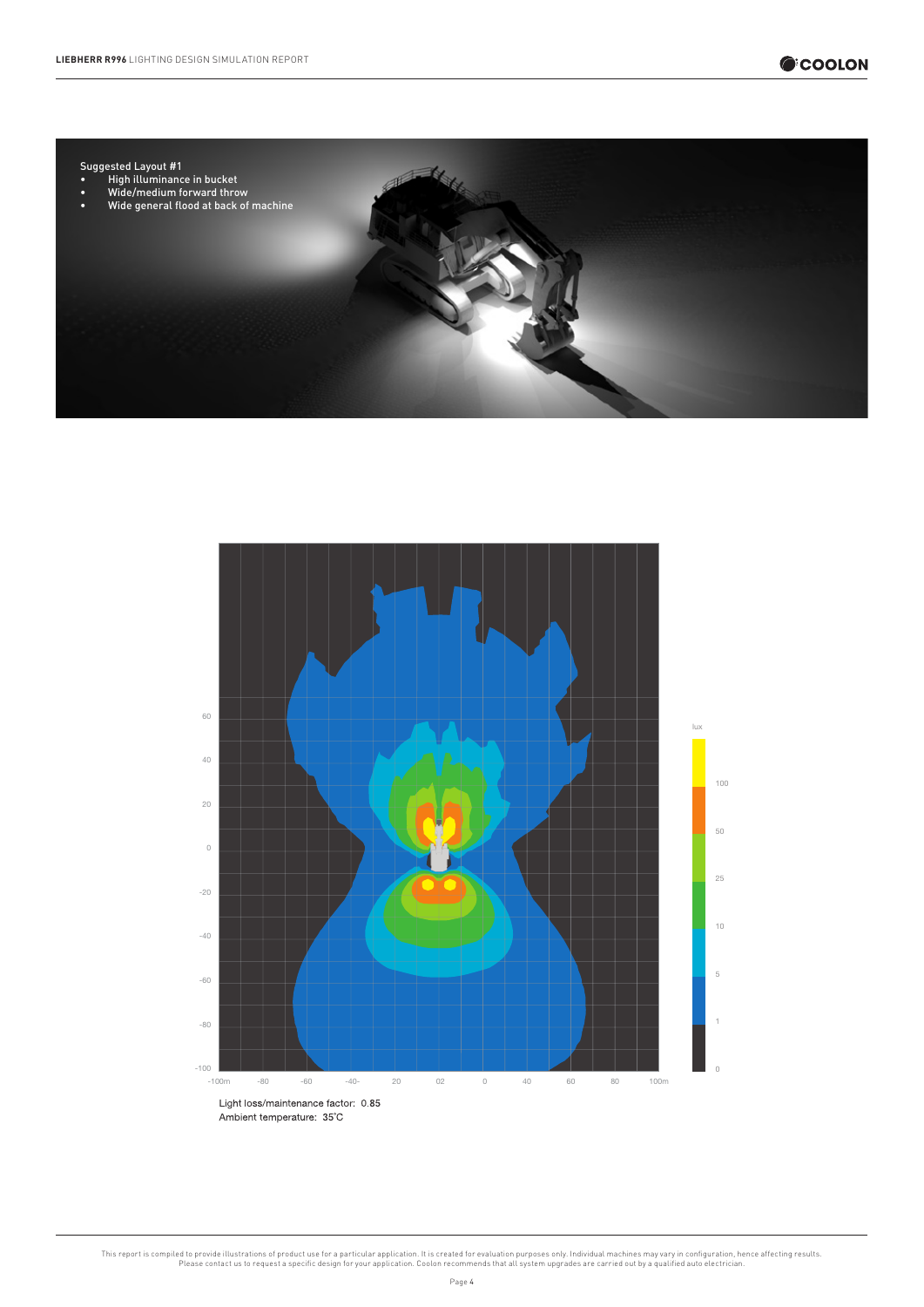Suggested Layout #1

- High illuminance in bucket
- Wide/medium forward throw
- Wide general flood at back of machine

Light loss/maintenance factor: 0.85
Ambient temperature: 35˚C

This report is compiled to provide illustrations of product use for a particular application. It is created for evaluation purposes only. Individual machines may vary in configuration, hence affecting results. Please contact us to request a specific design for your application. Coolon recommends that all system upgrades are carried out by a qualified auto electrician.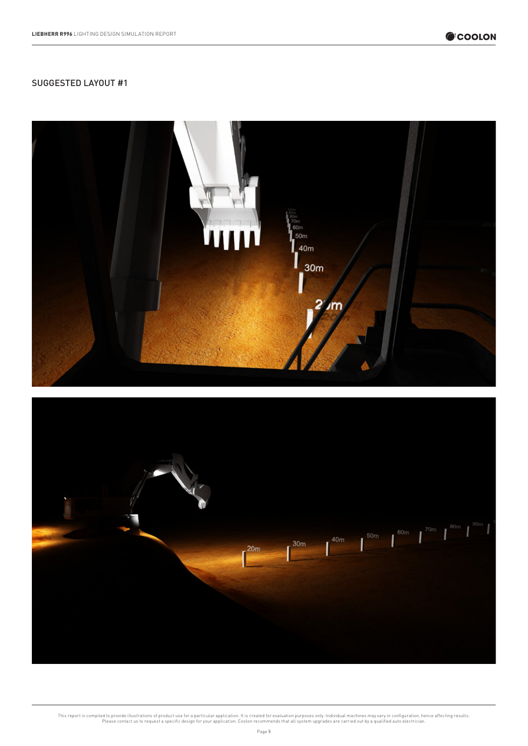## SUGGESTED LAYOUT #1

This report is compiled to provide illustrations of product use for a particular application. It is created for evaluation purposes only. Individual machines may vary in configuration, hence affecting results. Please contact us to request a specific design for your application. Coolon recommends that all system upgrades are carried out by a qualified auto electrician.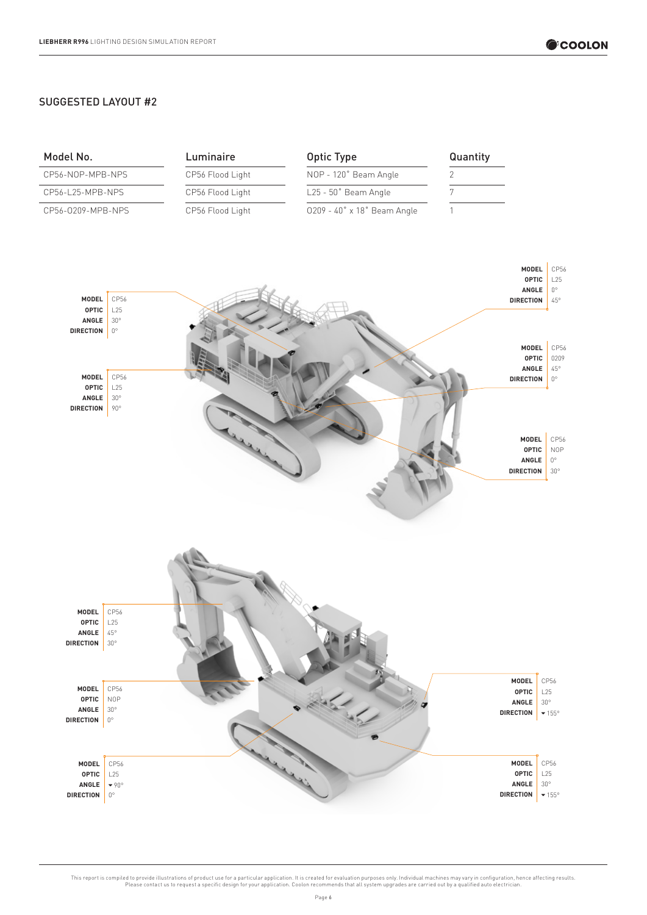## SUGGESTED LAYOUT #2

| Model No. | Luminaire | Optic Type | Quantity |
|---|---|---|---|
| CP56-NOP-MPB-NPS | CP56 Flood Light | NOP - 120˚ Beam Angle | 2 |
| CP56-L25-MPB-NPS | CP56 Flood Light | L25 - 50˚ Beam Angle | 7 |
| CP56-0209-MPB-NPS | CP56 Flood Light | 0209 - 40˚ x 18˚ Beam Angle | 1 |

**MODEL** CP56
**OPTIC** L25
**ANGLE** 0°
**DIRECTION** 45°

**MODEL** CP56
**OPTIC** L25
**ANGLE** 30°
**DIRECTION** 0°

**MODEL** CP56
**OPTIC** 0209
**ANGLE** 45°
**DIRECTION** 0°

**MODEL** CP56
**OPTIC** L25
**ANGLE** 30°
**DIRECTION** 90°

**MODEL** CP56
**OPTIC** NOP
**ANGLE** 0°
**DIRECTION** 30°

**MODEL** CP56
**OPTIC** L25
**ANGLE** 45°
**DIRECTION** 30°

**MODEL** CP56
**OPTIC** NOP
**ANGLE** 30°
**DIRECTION** 0°

**MODEL** CP56
**OPTIC** L25
**ANGLE** 30°
**DIRECTION** ▾155°

**MODEL** CP56
**OPTIC** L25
**ANGLE** ▾90°
**DIRECTION** 0°

**MODEL** CP56
**OPTIC** L25
**ANGLE** 30°
**DIRECTION** ▾155°

This report is compiled to provide illustrations of product use for a particular application. It is created for evaluation purposes only. Individual machines may vary in configuration, hence affecting results. Please contact us to request a specific design for your application. Coolon recommends that all system upgrades are carried out by a qualified auto electrician.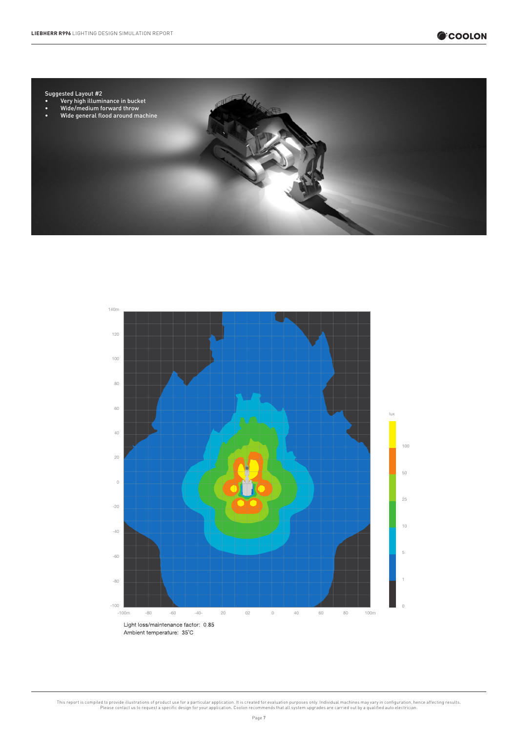Suggested Layout #2

- Very high illuminance in bucket
- Wide/medium forward throw
- Wide general flood around machine

Light loss/maintenance factor: 0.85

Ambient temperature: 35˚C

This report is compiled to provide illustrations of product use for a particular application. It is created for evaluation purposes only. Individual machines may vary in configuration, hence affecting results. Please contact us to request a specific design for your application. Coolon recommends that all system upgrades are carried out by a qualified auto electrician.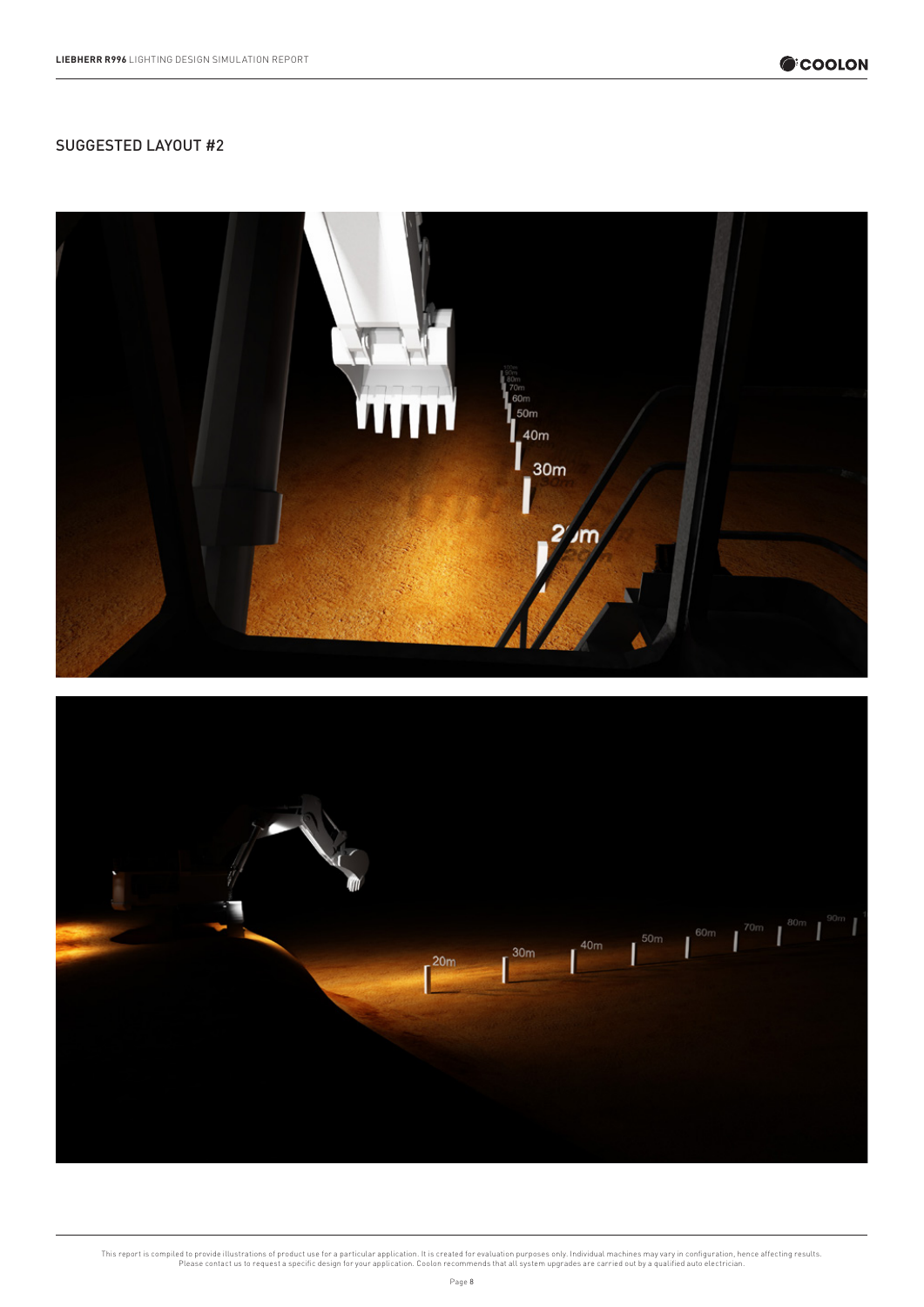## SUGGESTED LAYOUT #2

20m
30m
40m
50m
60m
70m
80m

20m
30m
40m
50m
60m
70m
80m
90m

This report is compiled to provide illustrations of product use for a particular application. It is created for evaluation purposes only. Individual machines may vary in configuration, hence affecting results. Please contact us to request a specific design for your application. Coolon recommends that all system upgrades are carried out by a qualified auto electrician.